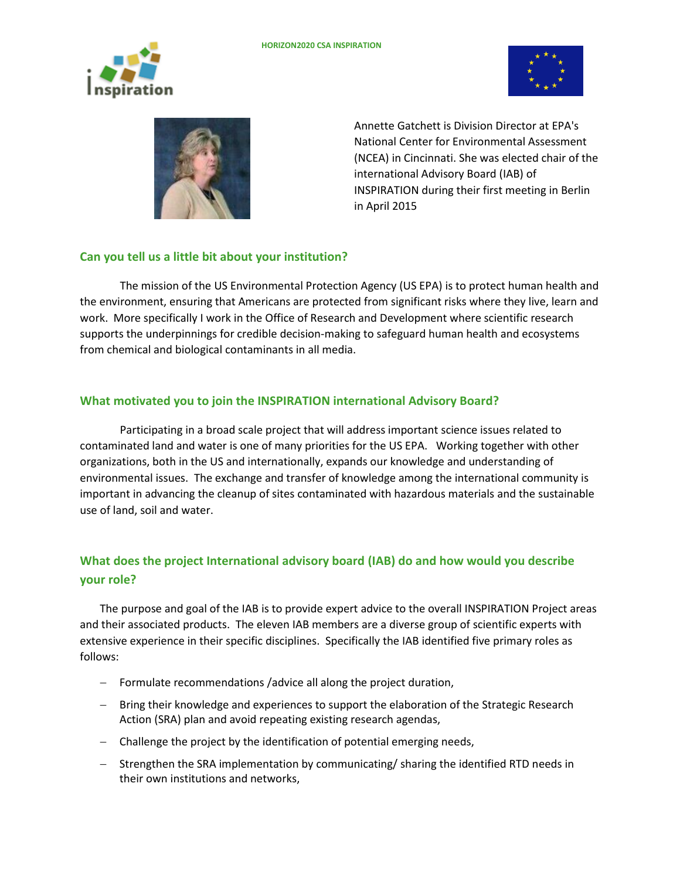HORIZON2020 CSA INSPIRATION

Annette Gatchett is Division Director at EPA's National Center for Environmental Assessment (NCEA) in Cincinnati. She was elected chair of the international Advisory Board (IAB) of INSPIRATION during their first meeting in Berlin in April 2015

## Can you tell us a little bit about your institution?

The mission of the US Environmental Protection Agency (US EPA) is to protect human health and the environment, ensuring that Americans are protected from significant risks where they live, learn and work. More specifically I work in the Office of Research and Development where scientific research supports the underpinnings for credible decision-making to safeguard human health and ecosystems from chemical and biological contaminants in all media.

## What motivated you to join the INSPIRATION international Advisory Board?

Participating in a broad scale project that will address important science issues related to contaminated land and water is one of many priorities for the US EPA. Working together with other organizations, both in the US and internationally, expands our knowledge and understanding of environmental issues. The exchange and transfer of knowledge among the international community is important in advancing the cleanup of sites contaminated with hazardous materials and the sustainable use of land, soil and water.

## What does the project International advisory board (IAB) do and how would you describe your role?

The purpose and goal of the IAB is to provide expert advice to the overall INSPIRATION Project areas and their associated products. The eleven IAB members are a diverse group of scientific experts with extensive experience in their specific disciplines. Specifically the IAB identified five primary roles as follows:

- Formulate recommendations /advice all along the project duration,
- Bring their knowledge and experiences to support the elaboration of the Strategic Research Action (SRA) plan and avoid repeating existing research agendas,
- Challenge the project by the identification of potential emerging needs,
- Strengthen the SRA implementation by communicating/ sharing the identified RTD needs in their own institutions and networks,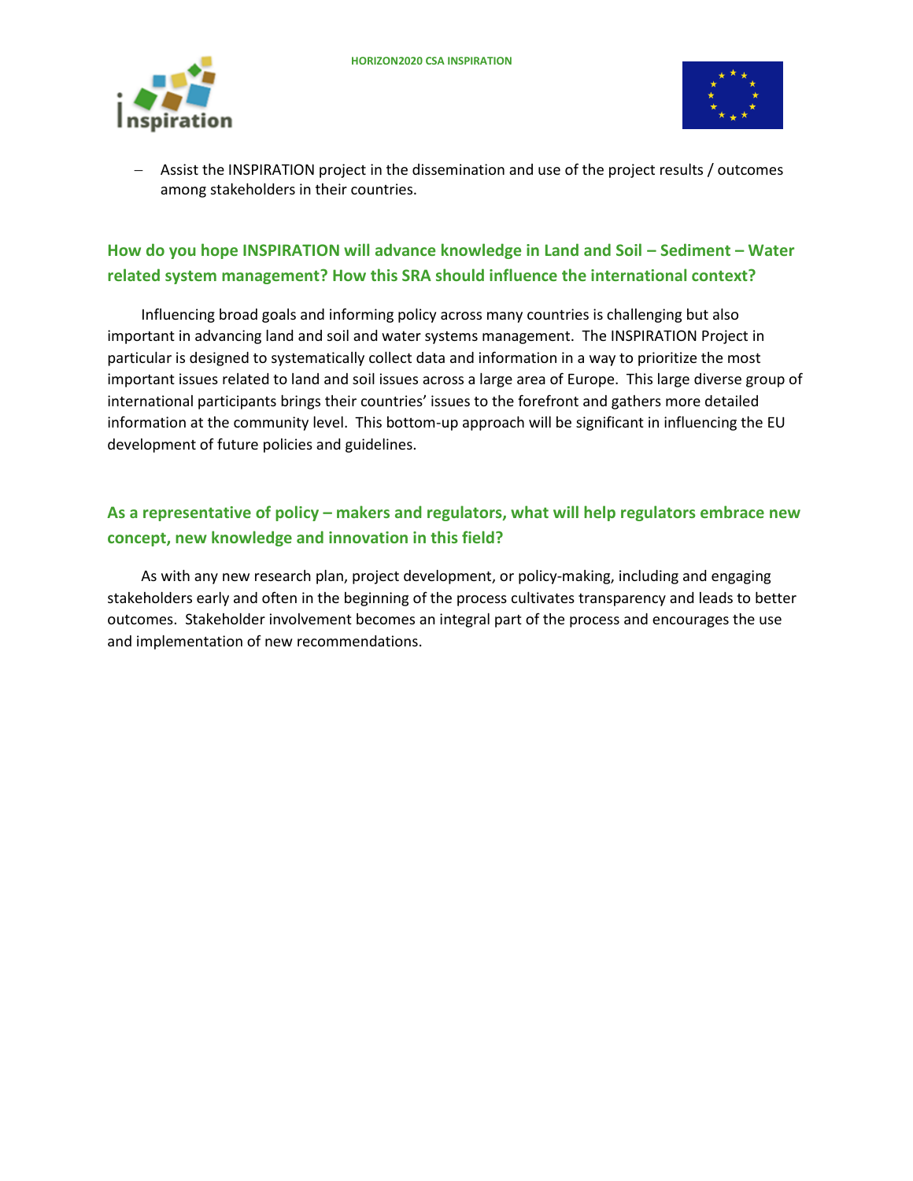- Assist the INSPIRATION project in the dissemination and use of the project results / outcomes among stakeholders in their countries.

## How do you hope INSPIRATION will advance knowledge in Land and Soil – Sediment – Water related system management? How this SRA should influence the international context?

Influencing broad goals and informing policy across many countries is challenging but also important in advancing land and soil and water systems management. The INSPIRATION Project in particular is designed to systematically collect data and information in a way to prioritize the most important issues related to land and soil issues across a large area of Europe. This large diverse group of international participants brings their countries' issues to the forefront and gathers more detailed information at the community level. This bottom-up approach will be significant in influencing the EU development of future policies and guidelines.

## As a representative of policy – makers and regulators, what will help regulators embrace new concept, new knowledge and innovation in this field?

As with any new research plan, project development, or policy-making, including and engaging stakeholders early and often in the beginning of the process cultivates transparency and leads to better outcomes. Stakeholder involvement becomes an integral part of the process and encourages the use and implementation of new recommendations.